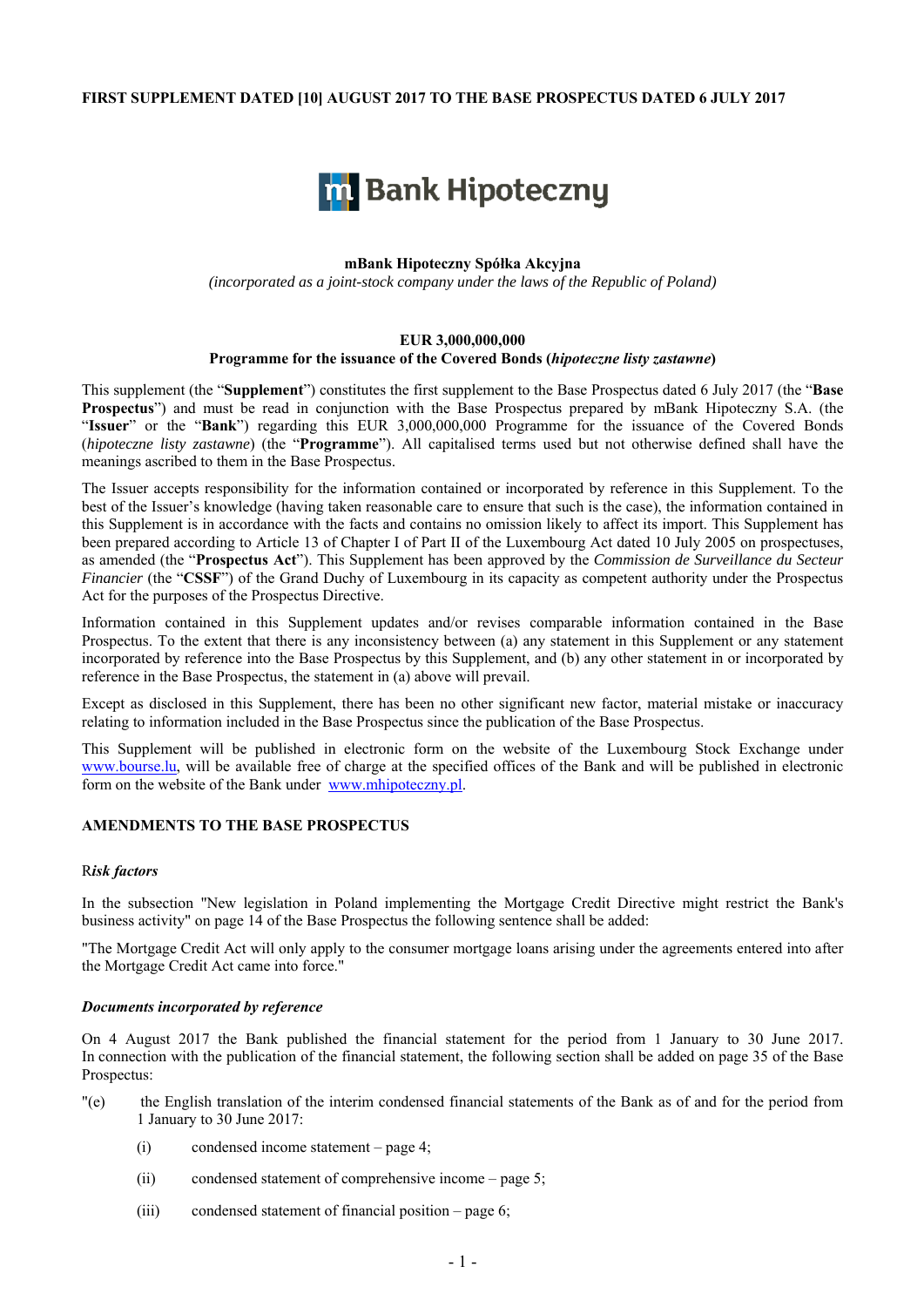**FIRST SUPPLEMENT DATED [10] AUGUST 2017 TO THE BASE PROSPECTUS DATED 6 JULY 2017**

**mBank Hipoteczny Spółka Akcyjna**

*(incorporated as a joint-stock company under the laws of the Republic of Poland)*

**EUR 3,000,000,000**

**Programme for the issuance of the Covered Bonds (*hipoteczne listy zastawne*)**

This supplement (the "**Supplement**") constitutes the first supplement to the Base Prospectus dated 6 July 2017 (the "**Base Prospectus**") and must be read in conjunction with the Base Prospectus prepared by mBank Hipoteczny S.A. (the "**Issuer**" or the "**Bank**") regarding this EUR 3,000,000,000 Programme for the issuance of the Covered Bonds (*hipoteczne listy zastawne*) (the "**Programme**"). All capitalised terms used but not otherwise defined shall have the meanings ascribed to them in the Base Prospectus.

The Issuer accepts responsibility for the information contained or incorporated by reference in this Supplement. To the best of the Issuer's knowledge (having taken reasonable care to ensure that such is the case), the information contained in this Supplement is in accordance with the facts and contains no omission likely to affect its import. This Supplement has been prepared according to Article 13 of Chapter I of Part II of the Luxembourg Act dated 10 July 2005 on prospectuses, as amended (the "**Prospectus Act**"). This Supplement has been approved by the *Commission de Surveillance du Secteur Financier* (the "**CSSF**") of the Grand Duchy of Luxembourg in its capacity as competent authority under the Prospectus Act for the purposes of the Prospectus Directive.

Information contained in this Supplement updates and/or revises comparable information contained in the Base Prospectus. To the extent that there is any inconsistency between (a) any statement in this Supplement or any statement incorporated by reference into the Base Prospectus by this Supplement, and (b) any other statement in or incorporated by reference in the Base Prospectus, the statement in (a) above will prevail.

Except as disclosed in this Supplement, there has been no other significant new factor, material mistake or inaccuracy relating to information included in the Base Prospectus since the publication of the Base Prospectus.

This Supplement will be published in electronic form on the website of the Luxembourg Stock Exchange under www.bourse.lu, will be available free of charge at the specified offices of the Bank and will be published in electronic form on the website of the Bank under www.mhipoteczny.pl.

## AMENDMENTS TO THE BASE PROSPECTUS

### *Risk factors*

In the subsection "New legislation in Poland implementing the Mortgage Credit Directive might restrict the Bank's business activity" on page 14 of the Base Prospectus the following sentence shall be added:

"The Mortgage Credit Act will only apply to the consumer mortgage loans arising under the agreements entered into after the Mortgage Credit Act came into force."

### ***Documents incorporated by reference***

On 4 August 2017 the Bank published the financial statement for the period from 1 January to 30 June 2017. In connection with the publication of the financial statement, the following section shall be added on page 35 of the Base Prospectus:

"(e) the English translation of the interim condensed financial statements of the Bank as of and for the period from 1 January to 30 June 2017:

- (i) condensed income statement – page 4;
- (ii) condensed statement of comprehensive income – page 5;
- (iii) condensed statement of financial position – page 6;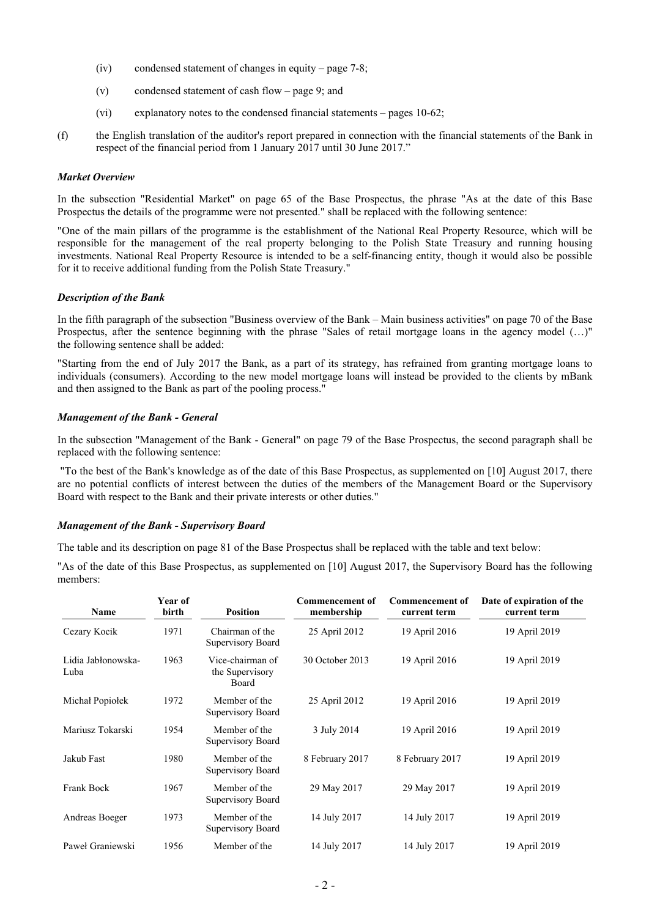(iv) condensed statement of changes in equity – page 7-8;

(v) condensed statement of cash flow – page 9; and

(vi) explanatory notes to the condensed financial statements – pages 10-62;

(f) the English translation of the auditor's report prepared in connection with the financial statements of the Bank in respect of the financial period from 1 January 2017 until 30 June 2017."

***Market Overview***

In the subsection "Residential Market" on page 65 of the Base Prospectus, the phrase "As at the date of this Base Prospectus the details of the programme were not presented." shall be replaced with the following sentence:

"One of the main pillars of the programme is the establishment of the National Real Property Resource, which will be responsible for the management of the real property belonging to the Polish State Treasury and running housing investments. National Real Property Resource is intended to be a self-financing entity, though it would also be possible for it to receive additional funding from the Polish State Treasury."

***Description of the Bank***

In the fifth paragraph of the subsection "Business overview of the Bank – Main business activities" on page 70 of the Base Prospectus, after the sentence beginning with the phrase "Sales of retail mortgage loans in the agency model (…)" the following sentence shall be added:

"Starting from the end of July 2017 the Bank, as a part of its strategy, has refrained from granting mortgage loans to individuals (consumers). According to the new model mortgage loans will instead be provided to the clients by mBank and then assigned to the Bank as part of the pooling process."

***Management of the Bank - General***

In the subsection "Management of the Bank - General" on page 79 of the Base Prospectus, the second paragraph shall be replaced with the following sentence:

"To the best of the Bank's knowledge as of the date of this Base Prospectus, as supplemented on [10] August 2017, there are no potential conflicts of interest between the duties of the members of the Management Board or the Supervisory Board with respect to the Bank and their private interests or other duties."

***Management of the Bank - Supervisory Board***

The table and its description on page 81 of the Base Prospectus shall be replaced with the table and text below:

"As of the date of this Base Prospectus, as supplemented on [10] August 2017, the Supervisory Board has the following members:

| Name | Year of birth | Position | Commencement of membership | Commencement of current term | Date of expiration of the current term |
|---|---|---|---|---|---|
| Cezary Kocik | 1971 | Chairman of the Supervisory Board | 25 April 2012 | 19 April 2016 | 19 April 2019 |
| Lidia Jabłonowska-Luba | 1963 | Vice-chairman of the Supervisory Board | 30 October 2013 | 19 April 2016 | 19 April 2019 |
| Michał Popiołek | 1972 | Member of the Supervisory Board | 25 April 2012 | 19 April 2016 | 19 April 2019 |
| Mariusz Tokarski | 1954 | Member of the Supervisory Board | 3 July 2014 | 19 April 2016 | 19 April 2019 |
| Jakub Fast | 1980 | Member of the Supervisory Board | 8 February 2017 | 8 February 2017 | 19 April 2019 |
| Frank Bock | 1967 | Member of the Supervisory Board | 29 May 2017 | 29 May 2017 | 19 April 2019 |
| Andreas Boeger | 1973 | Member of the Supervisory Board | 14 July 2017 | 14 July 2017 | 19 April 2019 |
| Paweł Graniewski | 1956 | Member of the | 14 July 2017 | 14 July 2017 | 19 April 2019 |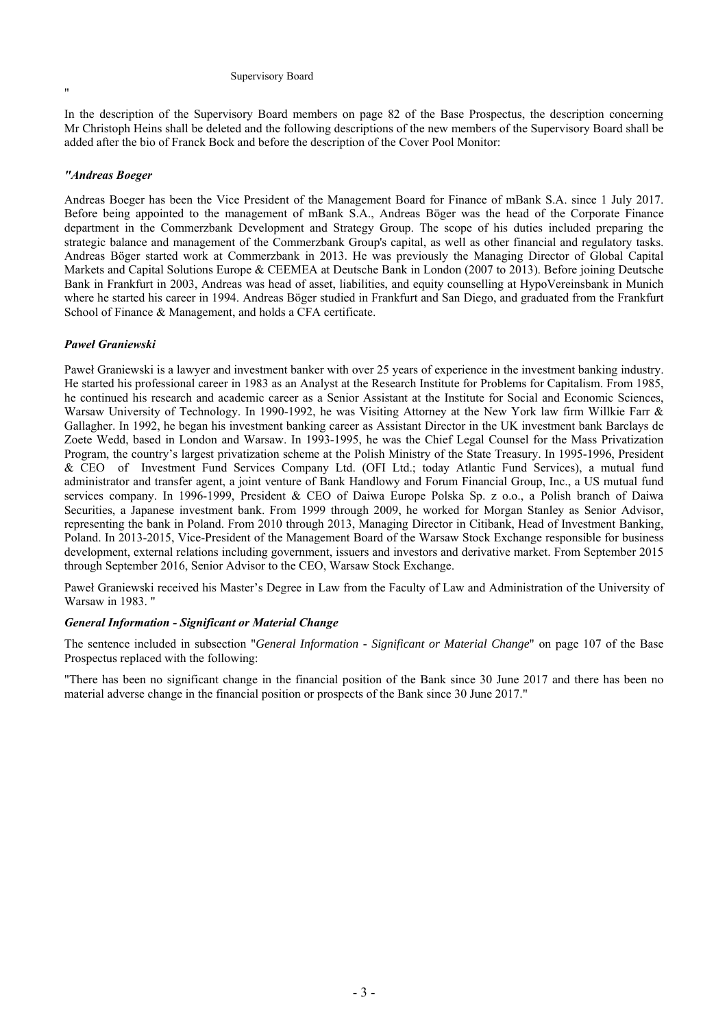Supervisory Board

"

In the description of the Supervisory Board members on page 82 of the Base Prospectus, the description concerning Mr Christoph Heins shall be deleted and the following descriptions of the new members of the Supervisory Board shall be added after the bio of Franck Bock and before the description of the Cover Pool Monitor:

***"Andreas Boeger***

Andreas Boeger has been the Vice President of the Management Board for Finance of mBank S.A. since 1 July 2017. Before being appointed to the management of mBank S.A., Andreas Böger was the head of the Corporate Finance department in the Commerzbank Development and Strategy Group. The scope of his duties included preparing the strategic balance and management of the Commerzbank Group's capital, as well as other financial and regulatory tasks. Andreas Böger started work at Commerzbank in 2013. He was previously the Managing Director of Global Capital Markets and Capital Solutions Europe & CEEMEA at Deutsche Bank in London (2007 to 2013). Before joining Deutsche Bank in Frankfurt in 2003, Andreas was head of asset, liabilities, and equity counselling at HypoVereinsbank in Munich where he started his career in 1994. Andreas Böger studied in Frankfurt and San Diego, and graduated from the Frankfurt School of Finance & Management, and holds a CFA certificate.

***Paweł Graniewski***

Paweł Graniewski is a lawyer and investment banker with over 25 years of experience in the investment banking industry. He started his professional career in 1983 as an Analyst at the Research Institute for Problems for Capitalism. From 1985, he continued his research and academic career as a Senior Assistant at the Institute for Social and Economic Sciences, Warsaw University of Technology. In 1990-1992, he was Visiting Attorney at the New York law firm Willkie Farr & Gallagher. In 1992, he began his investment banking career as Assistant Director in the UK investment bank Barclays de Zoete Wedd, based in London and Warsaw. In 1993-1995, he was the Chief Legal Counsel for the Mass Privatization Program, the country's largest privatization scheme at the Polish Ministry of the State Treasury. In 1995-1996, President & CEO of Investment Fund Services Company Ltd. (OFI Ltd.; today Atlantic Fund Services), a mutual fund administrator and transfer agent, a joint venture of Bank Handlowy and Forum Financial Group, Inc., a US mutual fund services company. In 1996-1999, President & CEO of Daiwa Europe Polska Sp. z o.o., a Polish branch of Daiwa Securities, a Japanese investment bank. From 1999 through 2009, he worked for Morgan Stanley as Senior Advisor, representing the bank in Poland. From 2010 through 2013, Managing Director in Citibank, Head of Investment Banking, Poland. In 2013-2015, Vice-President of the Management Board of the Warsaw Stock Exchange responsible for business development, external relations including government, issuers and investors and derivative market. From September 2015 through September 2016, Senior Advisor to the CEO, Warsaw Stock Exchange.

Paweł Graniewski received his Master's Degree in Law from the Faculty of Law and Administration of the University of Warsaw in 1983. "

***General Information - Significant or Material Change***

The sentence included in subsection "*General Information - Significant or Material Change*" on page 107 of the Base Prospectus replaced with the following:

"There has been no significant change in the financial position of the Bank since 30 June 2017 and there has been no material adverse change in the financial position or prospects of the Bank since 30 June 2017."